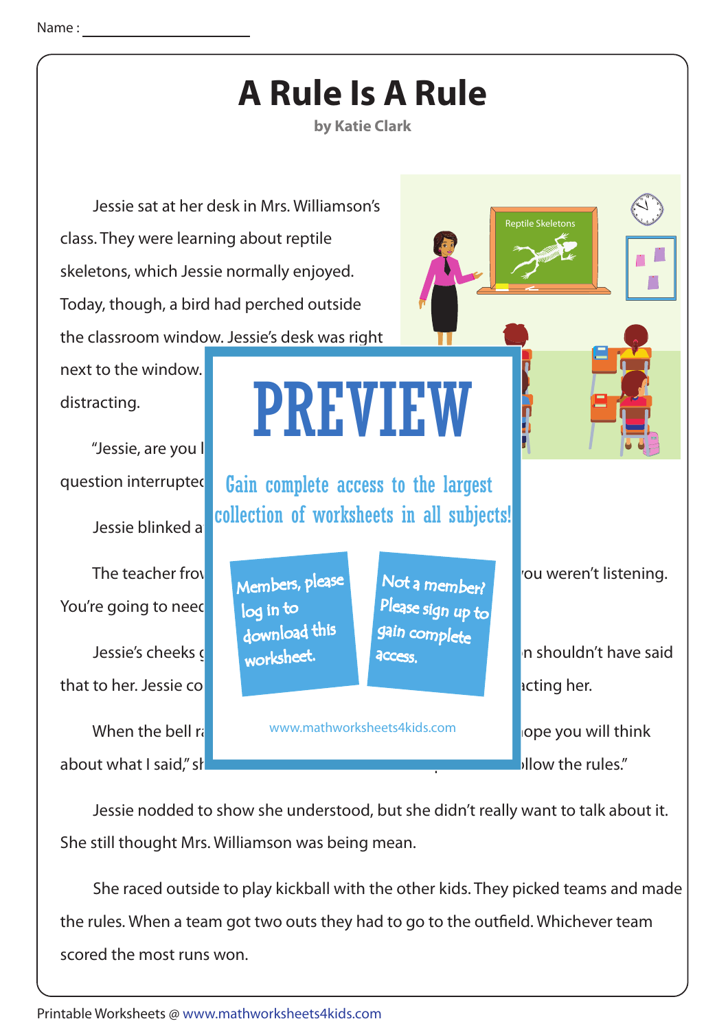Name : ____________________

# A Rule Is A Rule

**by Katie Clark**

Jessie sat at her desk in Mrs. Williamson's class. They were learning about reptile skeletons, which Jessie normally enjoyed. Today, though, a bird had perched outside the classroom window. Jessie's desk was right next to the window. 

distracting.

"Jessie, are you l

question interrupted

Jessie blinked a

The teacher frov ou weren't listening. You're going to neec

Jessie's cheeks n shouldn't have said that to her. Jessie co acting her.

When the bell r ope you will think about what I said," sh llow the rules."

Jessie nodded to show she understood, but she didn't really want to talk about it. She still thought Mrs. Williamson was being mean.

She raced outside to play kickball with the other kids. They picked teams and made the rules. When a team got two outs they had to go to the outfield. Whichever team scored the most runs won.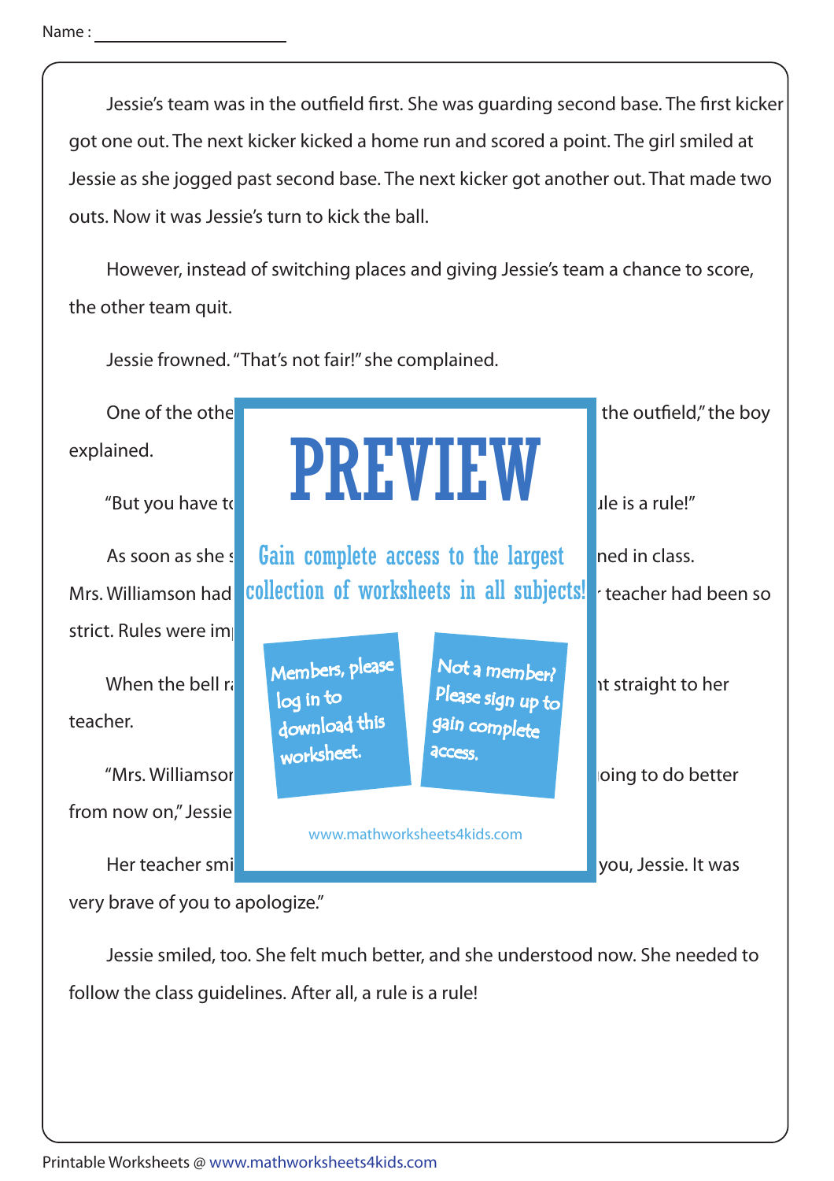Name : ____________________

Jessie's team was in the outfield first. She was guarding second base. The first kicker got one out. The next kicker kicked a home run and scored a point. The girl smiled at Jessie as she jogged past second base. The next kicker got another out. That made two outs. Now it was Jessie's turn to kick the ball.

However, instead of switching places and giving Jessie's team a chance to score, the other team quit.

Jessie frowned. "That's not fair!" she complained.

One of the othe the outfield," the boy explained.

"But you have to ule is a rule!"

As soon as she s ned in class. Mrs. Williamson had teacher had been so strict. Rules were im

When the bell r t straight to her teacher.

"Mrs. Williamso oing to do better from now on," Jessie

Her teacher smi you, Jessie. It was very brave of you to apologize."

Jessie smiled, too. She felt much better, and she understood now. She needed to follow the class guidelines. After all, a rule is a rule!

PREVIEW

Gain complete access to the largest collection of worksheets in all subjects!

Members, please log in to download this worksheet.

Not a member? Please sign up to gain complete access.

www.mathworksheets4kids.com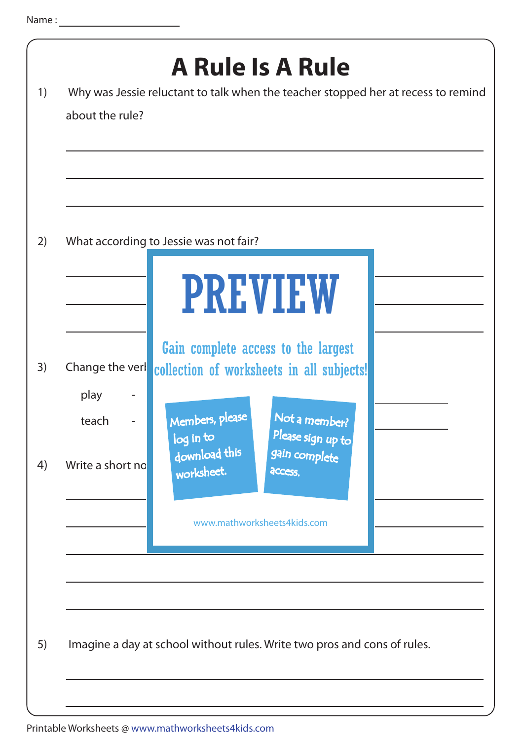Name : ____________________

# A Rule Is A Rule

1) Why was Jessie reluctant to talk when the teacher stopped her at recess to remind about the rule?

_______________________________________________

_______________________________________________

_______________________________________________

2) What according to Jessie was not fair?

_______________________________________________

_______________________________________________

_______________________________________________

PREVIEW

Gain complete access to the largest collection of worksheets in all subjects!

Members, please log in to download this worksheet.

Not a member? Please sign up to gain complete access.

www.mathworksheets4kids.com

3) Change the verl

play -

teach -

4) Write a short no

_______________________________________________

_______________________________________________

_______________________________________________

_______________________________________________

_______________________________________________

5) Imagine a day at school without rules. Write two pros and cons of rules.

_______________________________________________

_______________________________________________

Printable Worksheets @ www.mathworksheets4kids.com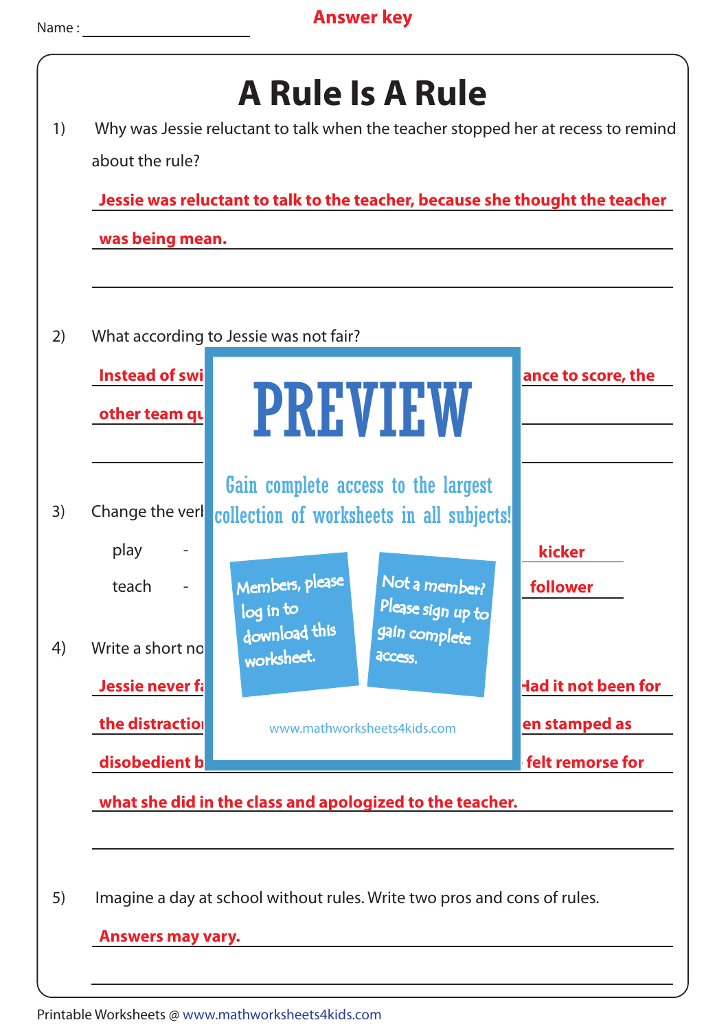Name :

**Answer key**

# A Rule Is A Rule

1) Why was Jessie reluctant to talk when the teacher stopped her at recess to remind about the rule?

**Jessie was reluctant to talk to the teacher, because she thought the teacher was being mean.**

2) What according to Jessie was not fair?

**Instead of swi ance to score, the other team qu**

3) Change the verl

play - kicker

teach - follower

4) Write a short no

**Jessie never fa Had it not been for the distractio en stamped as disobedient b felt remorse for what she did in the class and apologized to the teacher.**

PREVIEW

Gain complete access to the largest collection of worksheets in all subjects!

Members, please log in to download this worksheet.

Not a member? Please sign up to gain complete access.

www.mathworksheets4kids.com

5) Imagine a day at school without rules. Write two pros and cons of rules.

**Answers may vary.**

Printable Worksheets @ www.mathworksheets4kids.com